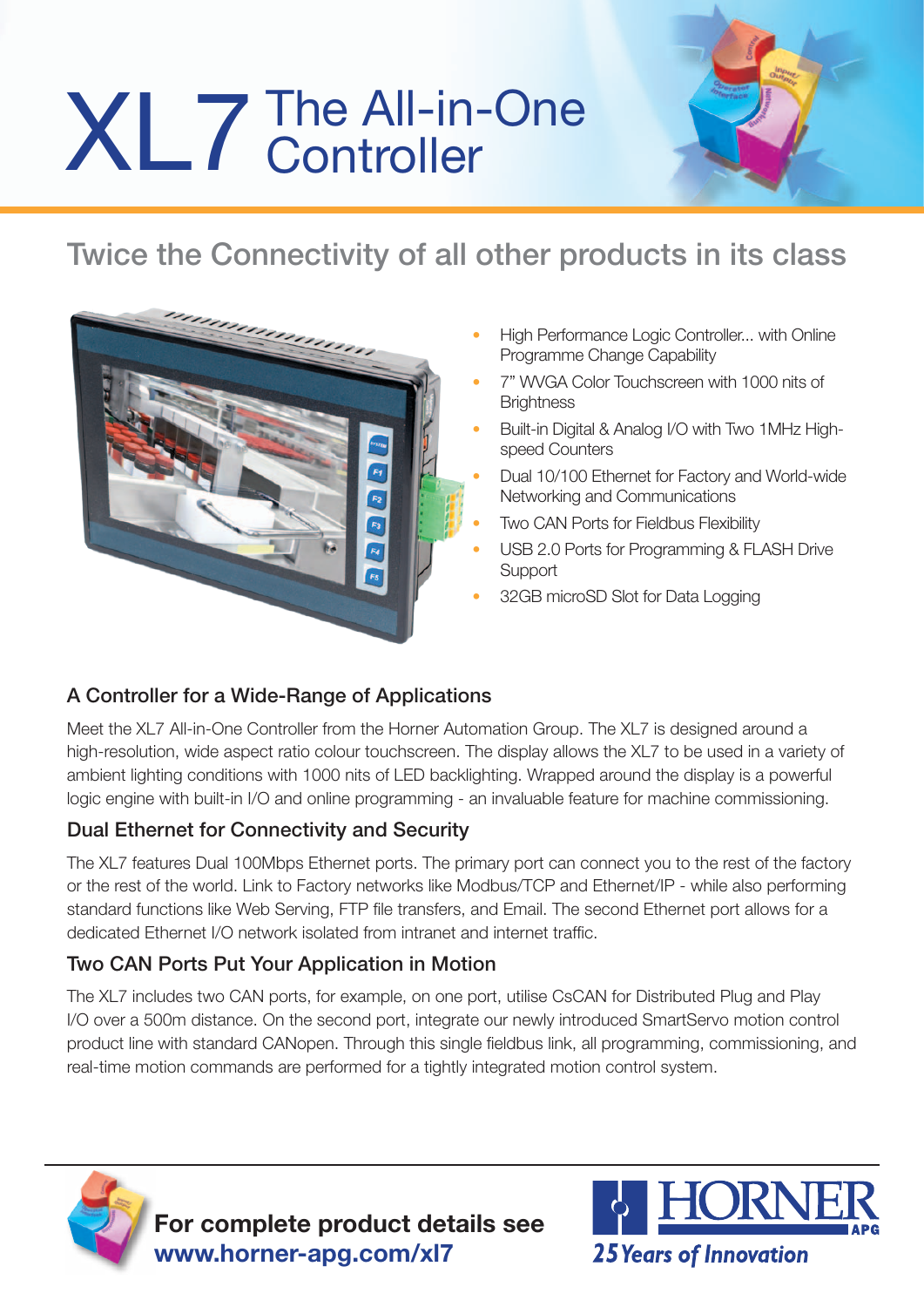# XL7 The All-in-One Controller

## Twice the Connectivity of all other products in its class

- High Performance Logic Controller... with Online Programme Change Capability
- 7" WVGA Color Touchscreen with 1000 nits of Brightness
- Built-in Digital & Analog I/O with Two 1MHz High-speed Counters
- Dual 10/100 Ethernet for Factory and World-wide Networking and Communications
- Two CAN Ports for Fieldbus Flexibility
- USB 2.0 Ports for Programming & FLASH Drive Support
- 32GB microSD Slot for Data Logging

### A Controller for a Wide-Range of Applications

Meet the XL7 All-in-One Controller from the Horner Automation Group. The XL7 is designed around a high-resolution, wide aspect ratio colour touchscreen. The display allows the XL7 to be used in a variety of ambient lighting conditions with 1000 nits of LED backlighting. Wrapped around the display is a powerful logic engine with built-in I/O and online programming - an invaluable feature for machine commissioning.

### Dual Ethernet for Connectivity and Security

The XL7 features Dual 100Mbps Ethernet ports. The primary port can connect you to the rest of the factory or the rest of the world. Link to Factory networks like Modbus/TCP and Ethernet/IP - while also performing standard functions like Web Serving, FTP file transfers, and Email. The second Ethernet port allows for a dedicated Ethernet I/O network isolated from intranet and internet traffic.

### Two CAN Ports Put Your Application in Motion

The XL7 includes two CAN ports, for example, on one port, utilise CsCAN for Distributed Plug and Play I/O over a 500m distance. On the second port, integrate our newly introduced SmartServo motion control product line with standard CANopen. Through this single fieldbus link, all programming, commissioning, and real-time motion commands are performed for a tightly integrated motion control system.

**For complete product details see**
**www.horner-apg.com/xl7**

HORNER APG
*25 Years of Innovation*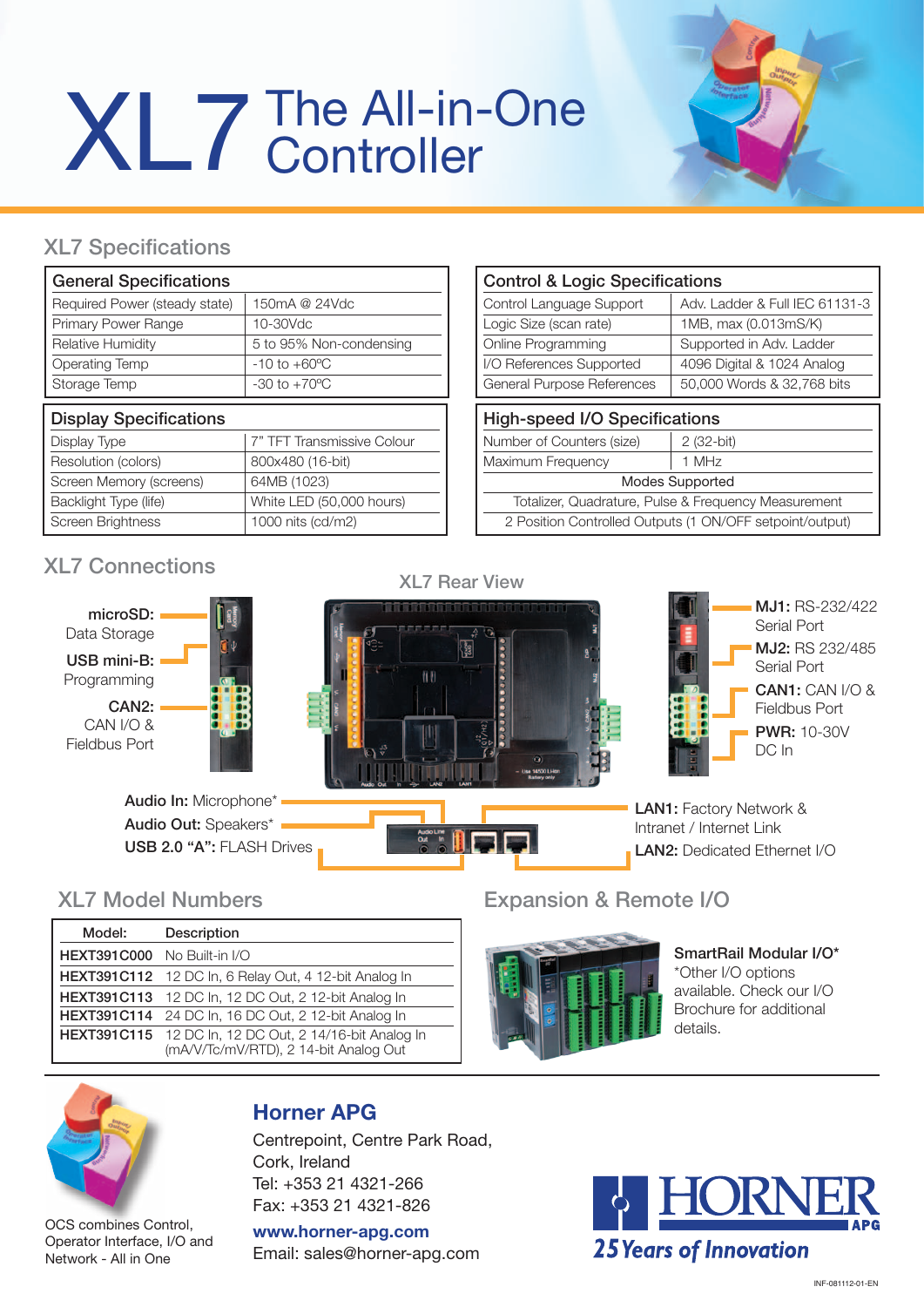# XL7 The All-in-One Controller

## XL7 Specifications

| General Specifications | |
|---|---|
| Required Power (steady state) | 150mA @ 24Vdc |
| Primary Power Range | 10-30Vdc |
| Relative Humidity | 5 to 95% Non-condensing |
| Operating Temp | -10 to +60ºC |
| Storage Temp | -30 to +70ºC |

| Display Specifications | |
|---|---|
| Display Type | 7" TFT Transmissive Colour |
| Resolution (colors) | 800x480 (16-bit) |
| Screen Memory (screens) | 64MB (1023) |
| Backlight Type (life) | White LED (50,000 hours) |
| Screen Brightness | 1000 nits (cd/m2) |

| Control & Logic Specifications | |
|---|---|
| Control Language Support | Adv. Ladder & Full IEC 61131-3 |
| Logic Size (scan rate) | 1MB, max (0.013mS/K) |
| Online Programming | Supported in Adv. Ladder |
| I/O References Supported | 4096 Digital & 1024 Analog |
| General Purpose References | 50,000 Words & 32,768 bits |

| High-speed I/O Specifications | |
|---|---|
| Number of Counters (size) | 2 (32-bit) |
| Maximum Frequency | 1 MHz |
| Modes Supported | |
| Totalizer, Quadrature, Pulse & Frequency Measurement | |
| 2 Position Controlled Outputs (1 ON/OFF setpoint/output) | |

## XL7 Connections

XL7 Rear View

**microSD:** Data Storage

**USB mini-B:** Programming

**CAN2:** CAN I/O & Fieldbus Port

**MJ1:** RS-232/422 Serial Port

**MJ2:** RS 232/485 Serial Port

**CAN1:** CAN I/O & Fieldbus Port

**PWR:** 10-30V DC In

**Audio In:** Microphone*

**Audio Out:** Speakers*

**USB 2.0 "A":** FLASH Drives

**LAN1:** Factory Network & Intranet / Internet Link

**LAN2:** Dedicated Ethernet I/O

## XL7 Model Numbers

| Model: | Description |
|---|---|
| **HEXT391C000** | No Built-in I/O |
| **HEXT391C112** | 12 DC In, 6 Relay Out, 4 12-bit Analog In |
| **HEXT391C113** | 12 DC In, 12 DC Out, 2 12-bit Analog In |
| **HEXT391C114** | 24 DC In, 16 DC Out, 2 12-bit Analog In |
| **HEXT391C115** | 12 DC In, 12 DC Out, 2 14/16-bit Analog In (mA/V/Tc/mV/RTD), 2 14-bit Analog Out |

## Expansion & Remote I/O

**SmartRail Modular I/O***

*Other I/O options available. Check our I/O Brochure for additional details.

OCS combines Control, Operator Interface, I/O and Network - All in One

## Horner APG

Centrepoint, Centre Park Road,
Cork, Ireland
Tel: +353 21 4321-266
Fax: +353 21 4321-826

**www.horner-apg.com**

Email: sales@horner-apg.com

HORNER APG

25 Years of Innovation

INF-081112-01-EN